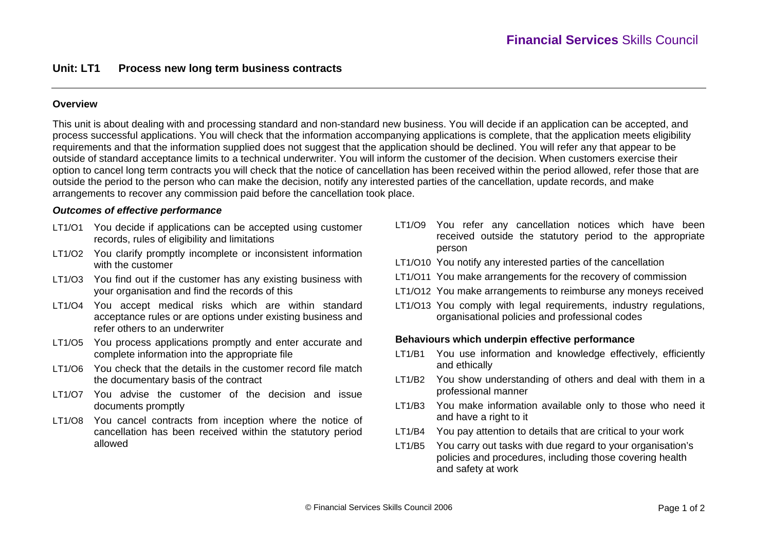# Unit: LT1 Process new long term business contracts

## Overview

This unit is about dealing with and processing standard and non-standard new business. You will decide if an application can be accepted, and process successful applications. You will check that the information accompanying applications is complete, that the application meets eligibility requirements and that the information supplied does not suggest that the application should be declined. You will refer any that appear to be outside of standard acceptance limits to a technical underwriter. You will inform the customer of the decision. When customers exercise their option to cancel long term contracts you will check that the notice of cancellation has been received within the period allowed, refer those that are outside the period to the person who can make the decision, notify any interested parties of the cancellation, update records, and make arrangements to recover any commission paid before the cancellation took place.

### *Outcomes of effective performance*

- LT1/O1 You decide if applications can be accepted using customer records, rules of eligibility and limitations
- LT1/O2 You clarify promptly incomplete or inconsistent information with the customer
- LT1/O3 You find out if the customer has any existing business with your organisation and find the records of this
- LT1/O4 You accept medical risks which are within standard acceptance rules or are options under existing business and refer others to an underwriter
- LT1/O5 You process applications promptly and enter accurate and complete information into the appropriate file
- LT1/O6 You check that the details in the customer record file match the documentary basis of the contract
- LT1/O7 You advise the customer of the decision and issue documents promptly
- LT1/O8 You cancel contracts from inception where the notice of cancellation has been received within the statutory period allowed
- LT1/O9 You refer any cancellation notices which have been received outside the statutory period to the appropriate person
- LT1/O10 You notify any interested parties of the cancellation
- LT1/O11 You make arrangements for the recovery of commission
- LT1/O12 You make arrangements to reimburse any moneys received
- LT1/O13 You comply with legal requirements, industry regulations, organisational policies and professional codes

### Behaviours which underpin effective performance

- LT1/B1 You use information and knowledge effectively, efficiently and ethically
- LT1/B2 You show understanding of others and deal with them in a professional manner
- LT1/B3 You make information available only to those who need it and have a right to it
- LT1/B4 You pay attention to details that are critical to your work
- LT1/B5 You carry out tasks with due regard to your organisation's policies and procedures, including those covering health and safety at work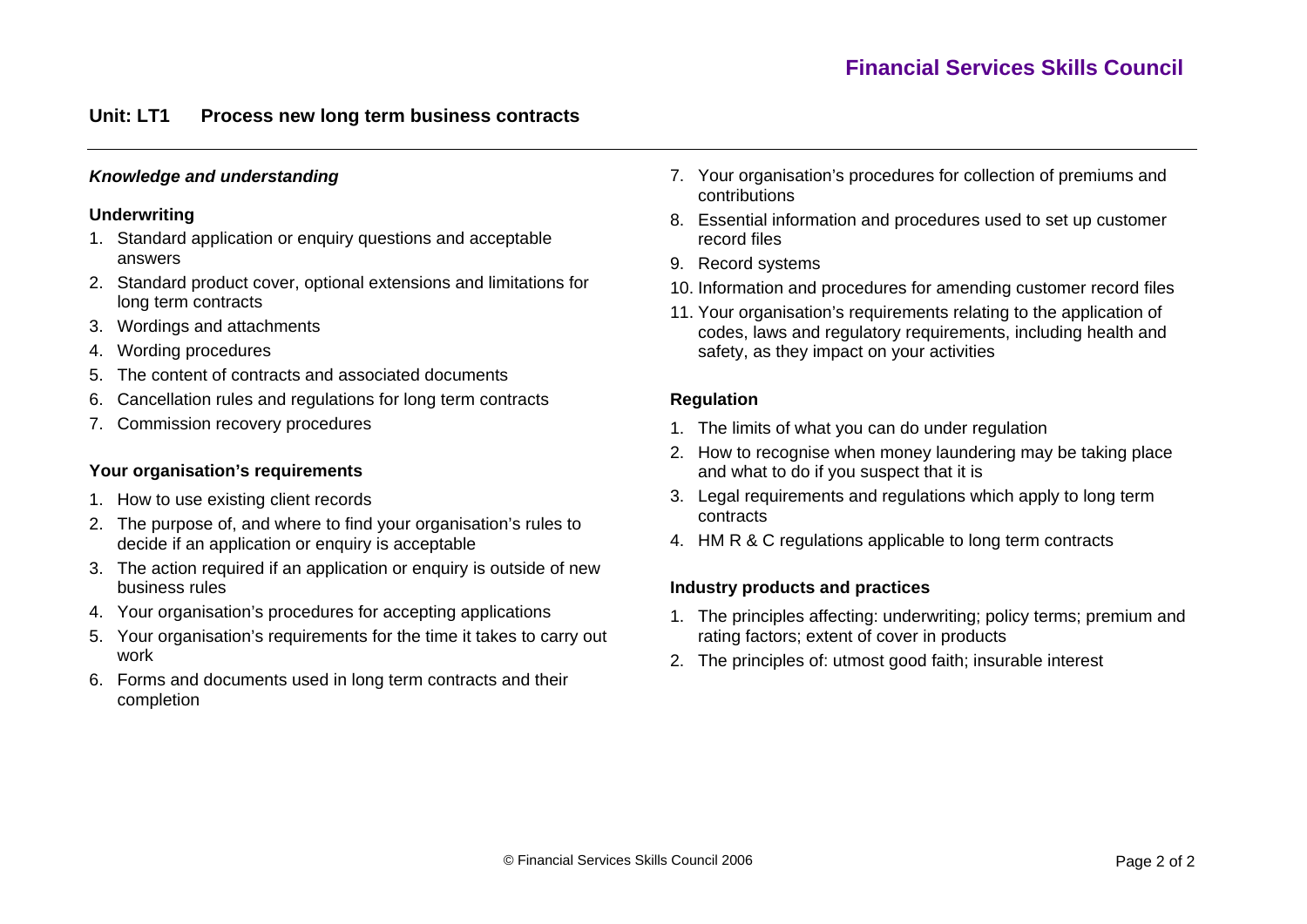## Unit: LT1 Process new long term business contracts

### *Knowledge and understanding*

**Underwriting**

1. Standard application or enquiry questions and acceptable answers
2. Standard product cover, optional extensions and limitations for long term contracts
3. Wordings and attachments
4. Wording procedures
5. The content of contracts and associated documents
6. Cancellation rules and regulations for long term contracts
7. Commission recovery procedures

**Your organisation's requirements**

1. How to use existing client records
2. The purpose of, and where to find your organisation's rules to decide if an application or enquiry is acceptable
3. The action required if an application or enquiry is outside of new business rules
4. Your organisation's procedures for accepting applications
5. Your organisation's requirements for the time it takes to carry out work
6. Forms and documents used in long term contracts and their completion
7. Your organisation's procedures for collection of premiums and contributions
8. Essential information and procedures used to set up customer record files
9. Record systems
10. Information and procedures for amending customer record files
11. Your organisation's requirements relating to the application of codes, laws and regulatory requirements, including health and safety, as they impact on your activities

**Regulation**

1. The limits of what you can do under regulation
2. How to recognise when money laundering may be taking place and what to do if you suspect that it is
3. Legal requirements and regulations which apply to long term contracts
4. HM R & C regulations applicable to long term contracts

**Industry products and practices**

1. The principles affecting: underwriting; policy terms; premium and rating factors; extent of cover in products
2. The principles of: utmost good faith; insurable interest